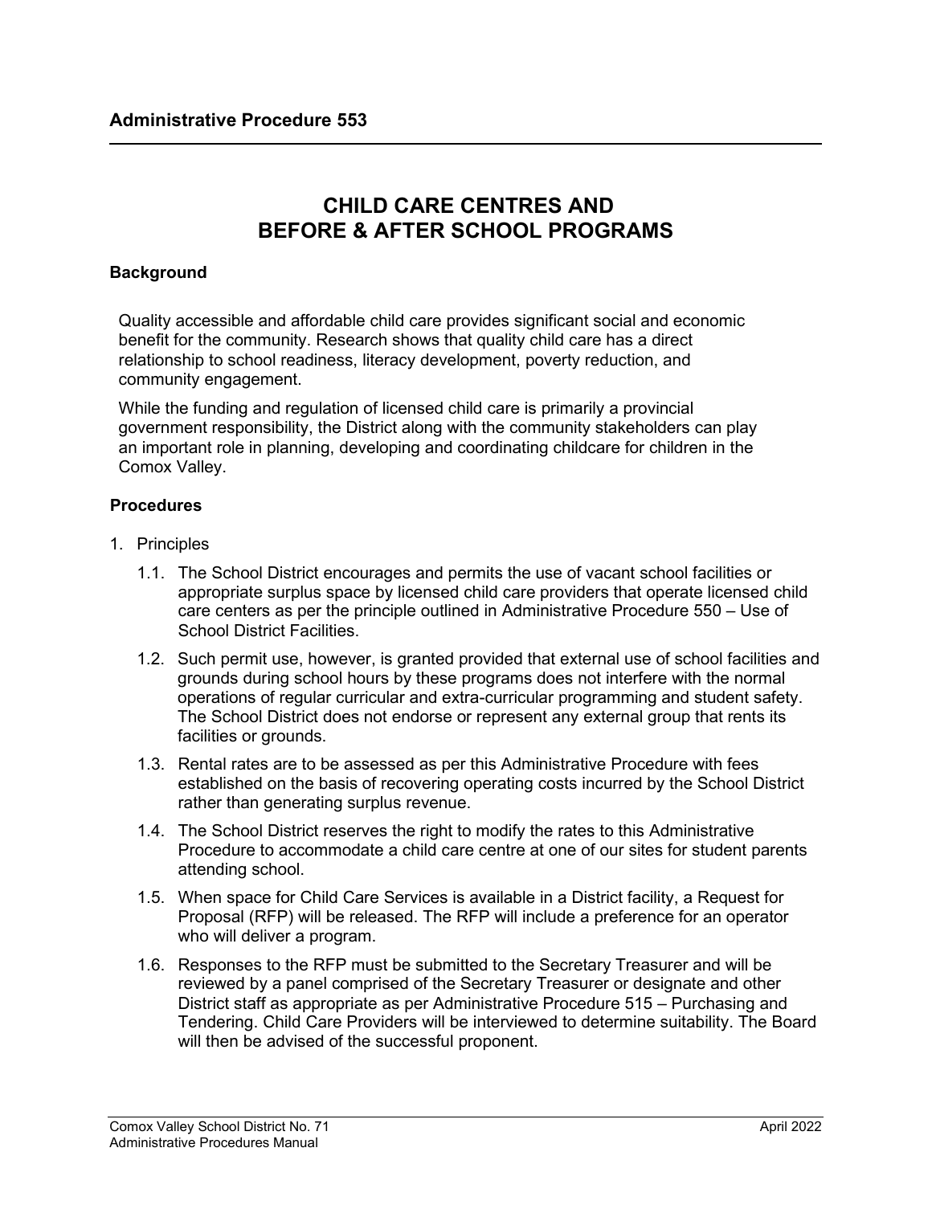**Administrative Procedure 553**

# CHILD CARE CENTRES AND BEFORE & AFTER SCHOOL PROGRAMS

## Background

Quality accessible and affordable child care provides significant social and economic benefit for the community. Research shows that quality child care has a direct relationship to school readiness, literacy development, poverty reduction, and community engagement.

While the funding and regulation of licensed child care is primarily a provincial government responsibility, the District along with the community stakeholders can play an important role in planning, developing and coordinating childcare for children in the Comox Valley.

## Procedures

1. Principles
   - 1.1. The School District encourages and permits the use of vacant school facilities or appropriate surplus space by licensed child care providers that operate licensed child care centers as per the principle outlined in Administrative Procedure 550 – Use of School District Facilities.
   - 1.2. Such permit use, however, is granted provided that external use of school facilities and grounds during school hours by these programs does not interfere with the normal operations of regular curricular and extra-curricular programming and student safety. The School District does not endorse or represent any external group that rents its facilities or grounds.
   - 1.3. Rental rates are to be assessed as per this Administrative Procedure with fees established on the basis of recovering operating costs incurred by the School District rather than generating surplus revenue.
   - 1.4. The School District reserves the right to modify the rates to this Administrative Procedure to accommodate a child care centre at one of our sites for student parents attending school.
   - 1.5. When space for Child Care Services is available in a District facility, a Request for Proposal (RFP) will be released. The RFP will include a preference for an operator who will deliver a program.
   - 1.6. Responses to the RFP must be submitted to the Secretary Treasurer and will be reviewed by a panel comprised of the Secretary Treasurer or designate and other District staff as appropriate as per Administrative Procedure 515 – Purchasing and Tendering. Child Care Providers will be interviewed to determine suitability. The Board will then be advised of the successful proponent.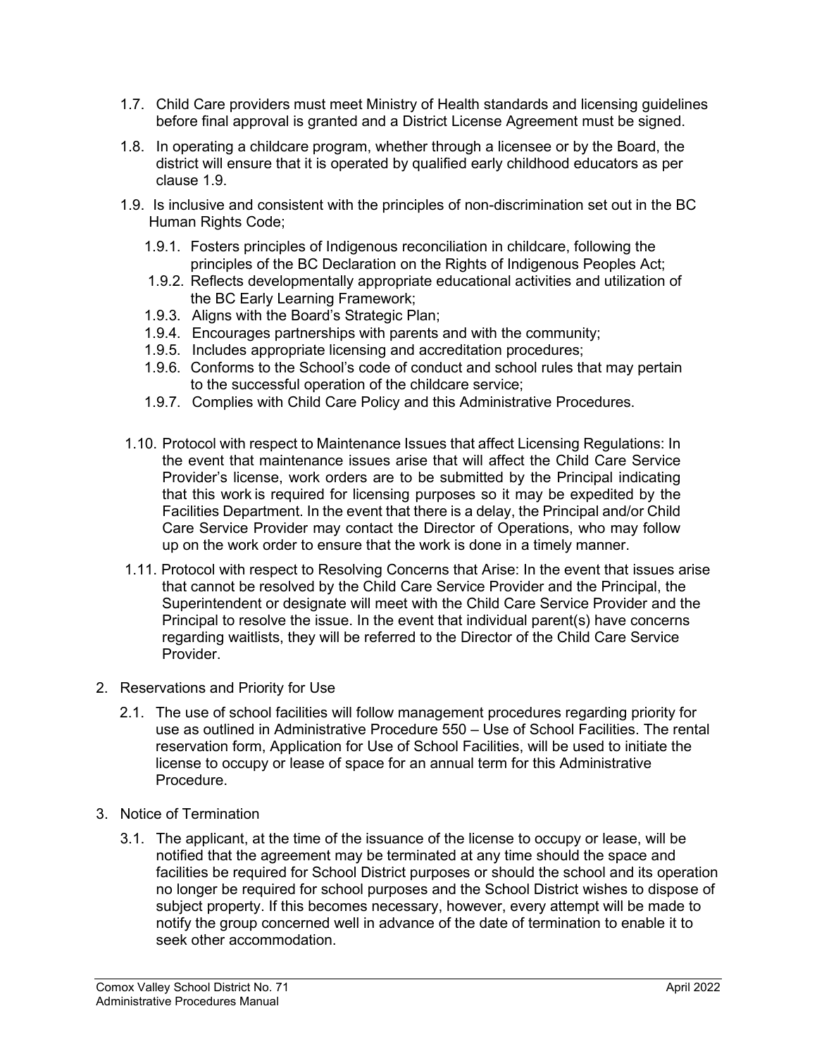1.7. Child Care providers must meet Ministry of Health standards and licensing guidelines before final approval is granted and a District License Agreement must be signed.

1.8. In operating a childcare program, whether through a licensee or by the Board, the district will ensure that it is operated by qualified early childhood educators as per clause 1.9.

1.9. Is inclusive and consistent with the principles of non-discrimination set out in the BC Human Rights Code;

   1.9.1. Fosters principles of Indigenous reconciliation in childcare, following the principles of the BC Declaration on the Rights of Indigenous Peoples Act;
   1.9.2. Reflects developmentally appropriate educational activities and utilization of the BC Early Learning Framework;
   1.9.3. Aligns with the Board's Strategic Plan;
   1.9.4. Encourages partnerships with parents and with the community;
   1.9.5. Includes appropriate licensing and accreditation procedures;
   1.9.6. Conforms to the School's code of conduct and school rules that may pertain to the successful operation of the childcare service;
   1.9.7. Complies with Child Care Policy and this Administrative Procedures.

1.10. Protocol with respect to Maintenance Issues that affect Licensing Regulations: In the event that maintenance issues arise that will affect the Child Care Service Provider's license, work orders are to be submitted by the Principal indicating that this work is required for licensing purposes so it may be expedited by the Facilities Department. In the event that there is a delay, the Principal and/or Child Care Service Provider may contact the Director of Operations, who may follow up on the work order to ensure that the work is done in a timely manner.

1.11. Protocol with respect to Resolving Concerns that Arise: In the event that issues arise that cannot be resolved by the Child Care Service Provider and the Principal, the Superintendent or designate will meet with the Child Care Service Provider and the Principal to resolve the issue. In the event that individual parent(s) have concerns regarding waitlists, they will be referred to the Director of the Child Care Service Provider.

2. Reservations and Priority for Use

   2.1. The use of school facilities will follow management procedures regarding priority for use as outlined in Administrative Procedure 550 – Use of School Facilities. The rental reservation form, Application for Use of School Facilities, will be used to initiate the license to occupy or lease of space for an annual term for this Administrative Procedure.

3. Notice of Termination

   3.1. The applicant, at the time of the issuance of the license to occupy or lease, will be notified that the agreement may be terminated at any time should the space and facilities be required for School District purposes or should the school and its operation no longer be required for school purposes and the School District wishes to dispose of subject property. If this becomes necessary, however, every attempt will be made to notify the group concerned well in advance of the date of termination to enable it to seek other accommodation.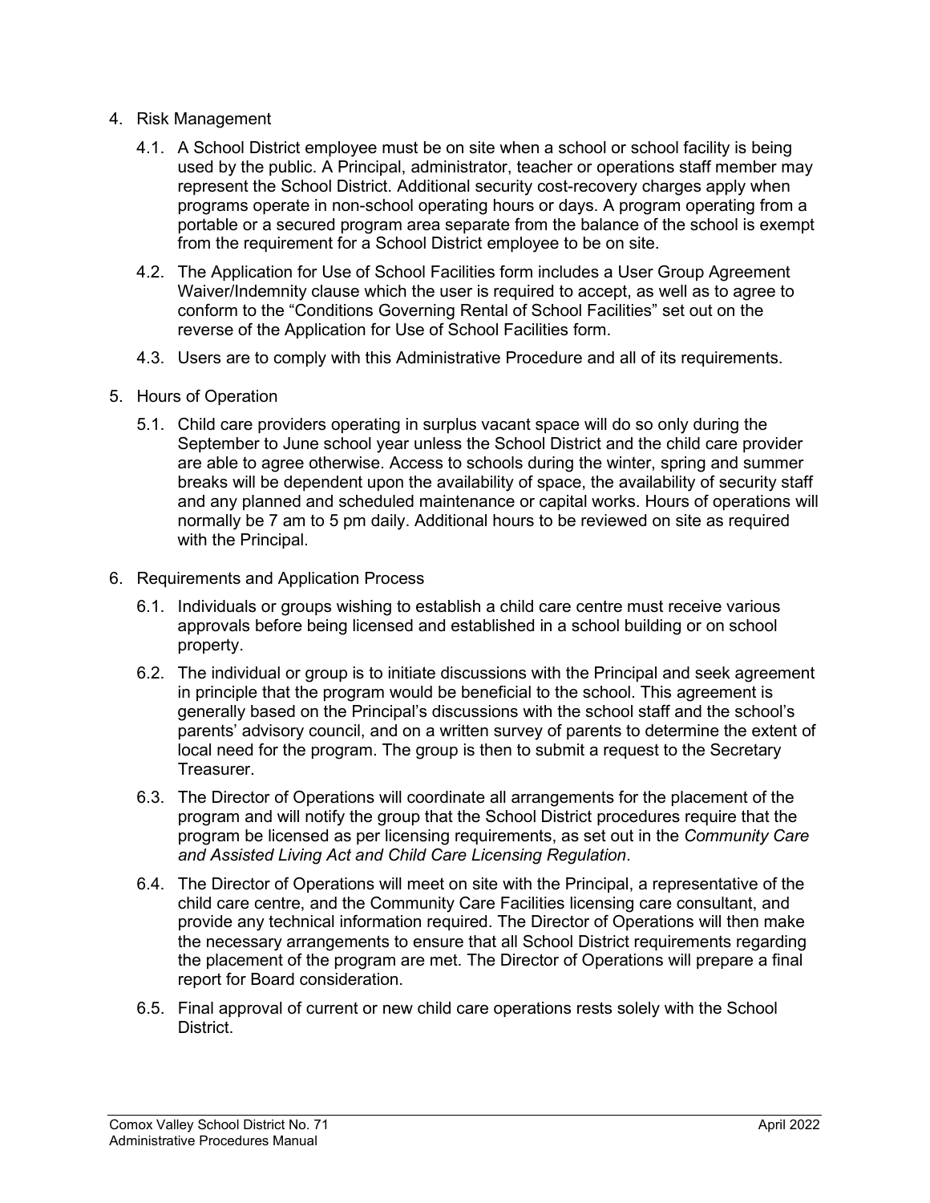4. Risk Management

   4.1. A School District employee must be on site when a school or school facility is being used by the public. A Principal, administrator, teacher or operations staff member may represent the School District. Additional security cost-recovery charges apply when programs operate in non-school operating hours or days. A program operating from a portable or a secured program area separate from the balance of the school is exempt from the requirement for a School District employee to be on site.

   4.2. The Application for Use of School Facilities form includes a User Group Agreement Waiver/Indemnity clause which the user is required to accept, as well as to agree to conform to the "Conditions Governing Rental of School Facilities" set out on the reverse of the Application for Use of School Facilities form.

   4.3. Users are to comply with this Administrative Procedure and all of its requirements.

5. Hours of Operation

   5.1. Child care providers operating in surplus vacant space will do so only during the September to June school year unless the School District and the child care provider are able to agree otherwise. Access to schools during the winter, spring and summer breaks will be dependent upon the availability of space, the availability of security staff and any planned and scheduled maintenance or capital works. Hours of operations will normally be 7 am to 5 pm daily. Additional hours to be reviewed on site as required with the Principal.

6. Requirements and Application Process

   6.1. Individuals or groups wishing to establish a child care centre must receive various approvals before being licensed and established in a school building or on school property.

   6.2. The individual or group is to initiate discussions with the Principal and seek agreement in principle that the program would be beneficial to the school. This agreement is generally based on the Principal's discussions with the school staff and the school's parents' advisory council, and on a written survey of parents to determine the extent of local need for the program. The group is then to submit a request to the Secretary Treasurer.

   6.3. The Director of Operations will coordinate all arrangements for the placement of the program and will notify the group that the School District procedures require that the program be licensed as per licensing requirements, as set out in the *Community Care and Assisted Living Act and Child Care Licensing Regulation*.

   6.4. The Director of Operations will meet on site with the Principal, a representative of the child care centre, and the Community Care Facilities licensing care consultant, and provide any technical information required. The Director of Operations will then make the necessary arrangements to ensure that all School District requirements regarding the placement of the program are met. The Director of Operations will prepare a final report for Board consideration.

   6.5. Final approval of current or new child care operations rests solely with the School District.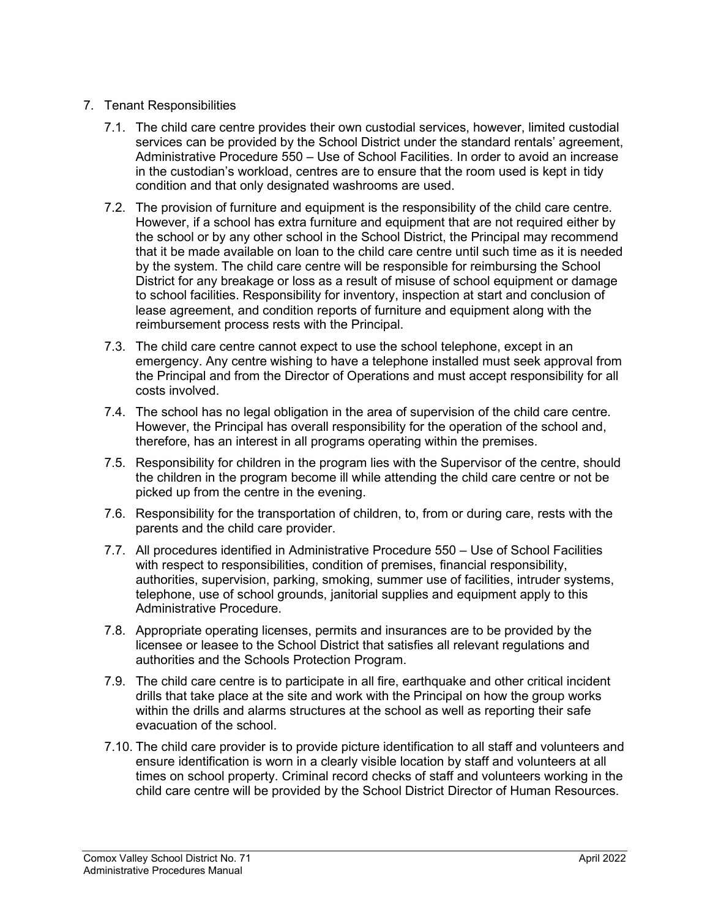7. Tenant Responsibilities

    7.1. The child care centre provides their own custodial services, however, limited custodial services can be provided by the School District under the standard rentals' agreement, Administrative Procedure 550 – Use of School Facilities. In order to avoid an increase in the custodian's workload, centres are to ensure that the room used is kept in tidy condition and that only designated washrooms are used.

    7.2. The provision of furniture and equipment is the responsibility of the child care centre. However, if a school has extra furniture and equipment that are not required either by the school or by any other school in the School District, the Principal may recommend that it be made available on loan to the child care centre until such time as it is needed by the system. The child care centre will be responsible for reimbursing the School District for any breakage or loss as a result of misuse of school equipment or damage to school facilities. Responsibility for inventory, inspection at start and conclusion of lease agreement, and condition reports of furniture and equipment along with the reimbursement process rests with the Principal.

    7.3. The child care centre cannot expect to use the school telephone, except in an emergency. Any centre wishing to have a telephone installed must seek approval from the Principal and from the Director of Operations and must accept responsibility for all costs involved.

    7.4. The school has no legal obligation in the area of supervision of the child care centre. However, the Principal has overall responsibility for the operation of the school and, therefore, has an interest in all programs operating within the premises.

    7.5. Responsibility for children in the program lies with the Supervisor of the centre, should the children in the program become ill while attending the child care centre or not be picked up from the centre in the evening.

    7.6. Responsibility for the transportation of children, to, from or during care, rests with the parents and the child care provider.

    7.7. All procedures identified in Administrative Procedure 550 – Use of School Facilities with respect to responsibilities, condition of premises, financial responsibility, authorities, supervision, parking, smoking, summer use of facilities, intruder systems, telephone, use of school grounds, janitorial supplies and equipment apply to this Administrative Procedure.

    7.8. Appropriate operating licenses, permits and insurances are to be provided by the licensee or leasee to the School District that satisfies all relevant regulations and authorities and the Schools Protection Program.

    7.9. The child care centre is to participate in all fire, earthquake and other critical incident drills that take place at the site and work with the Principal on how the group works within the drills and alarms structures at the school as well as reporting their safe evacuation of the school.

    7.10. The child care provider is to provide picture identification to all staff and volunteers and ensure identification is worn in a clearly visible location by staff and volunteers at all times on school property. Criminal record checks of staff and volunteers working in the child care centre will be provided by the School District Director of Human Resources.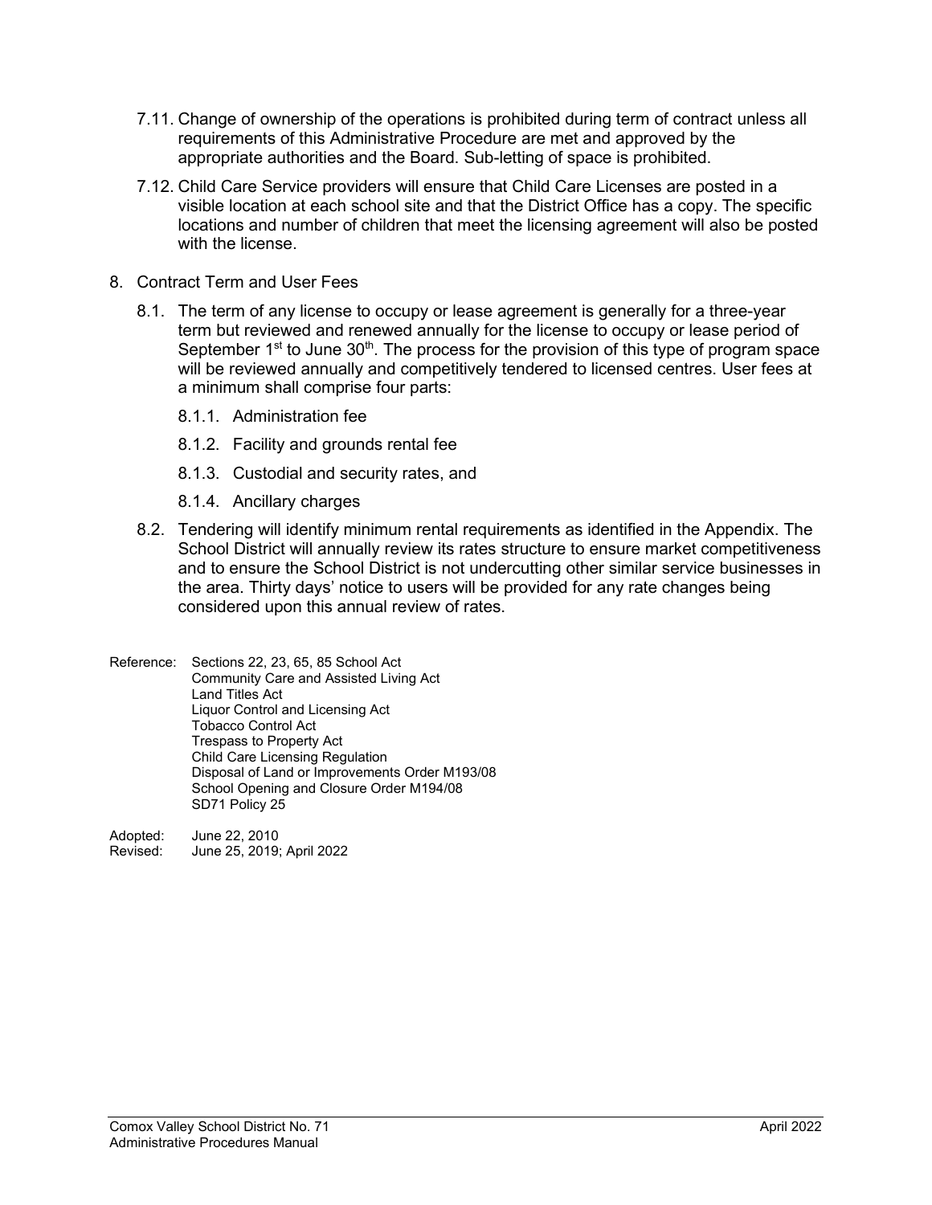7.11. Change of ownership of the operations is prohibited during term of contract unless all requirements of this Administrative Procedure are met and approved by the appropriate authorities and the Board. Sub-letting of space is prohibited.

7.12. Child Care Service providers will ensure that Child Care Licenses are posted in a visible location at each school site and that the District Office has a copy. The specific locations and number of children that meet the licensing agreement will also be posted with the license.

8. Contract Term and User Fees

8.1. The term of any license to occupy or lease agreement is generally for a three-year term but reviewed and renewed annually for the license to occupy or lease period of September 1st to June 30th. The process for the provision of this type of program space will be reviewed annually and competitively tendered to licensed centres. User fees at a minimum shall comprise four parts:

8.1.1. Administration fee

8.1.2. Facility and grounds rental fee

8.1.3. Custodial and security rates, and

8.1.4. Ancillary charges

8.2. Tendering will identify minimum rental requirements as identified in the Appendix. The School District will annually review its rates structure to ensure market competitiveness and to ensure the School District is not undercutting other similar service businesses in the area. Thirty days' notice to users will be provided for any rate changes being considered upon this annual review of rates.

Reference: Sections 22, 23, 65, 85 School Act
Community Care and Assisted Living Act
Land Titles Act
Liquor Control and Licensing Act
Tobacco Control Act
Trespass to Property Act
Child Care Licensing Regulation
Disposal of Land or Improvements Order M193/08
School Opening and Closure Order M194/08
SD71 Policy 25

Adopted: June 22, 2010
Revised: June 25, 2019; April 2022